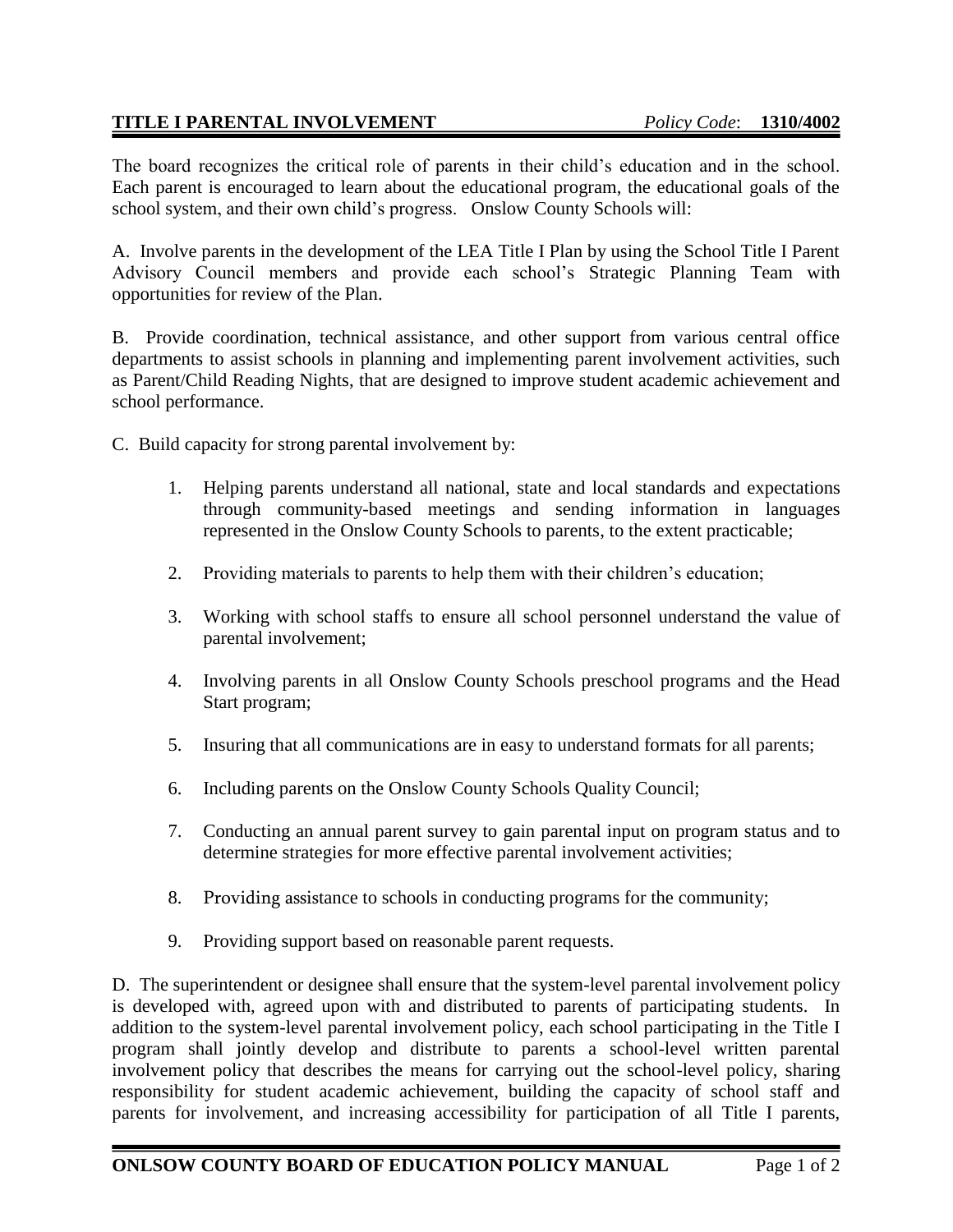**TITLE I PARENTAL INVOLVEMENT** *Policy Code*: **1310/4002**

The board recognizes the critical role of parents in their child's education and in the school. Each parent is encouraged to learn about the educational program, the educational goals of the school system, and their own child's progress. Onslow County Schools will:

A. Involve parents in the development of the LEA Title I Plan by using the School Title I Parent Advisory Council members and provide each school's Strategic Planning Team with opportunities for review of the Plan.

B. Provide coordination, technical assistance, and other support from various central office departments to assist schools in planning and implementing parent involvement activities, such as Parent/Child Reading Nights, that are designed to improve student academic achievement and school performance.

C. Build capacity for strong parental involvement by:

1. Helping parents understand all national, state and local standards and expectations through community-based meetings and sending information in languages represented in the Onslow County Schools to parents, to the extent practicable;

2. Providing materials to parents to help them with their children's education;

3. Working with school staffs to ensure all school personnel understand the value of parental involvement;

4. Involving parents in all Onslow County Schools preschool programs and the Head Start program;

5. Insuring that all communications are in easy to understand formats for all parents;

6. Including parents on the Onslow County Schools Quality Council;

7. Conducting an annual parent survey to gain parental input on program status and to determine strategies for more effective parental involvement activities;

8. Providing assistance to schools in conducting programs for the community;

9. Providing support based on reasonable parent requests.

D. The superintendent or designee shall ensure that the system-level parental involvement policy is developed with, agreed upon with and distributed to parents of participating students. In addition to the system-level parental involvement policy, each school participating in the Title I program shall jointly develop and distribute to parents a school-level written parental involvement policy that describes the means for carrying out the school-level policy, sharing responsibility for student academic achievement, building the capacity of school staff and parents for involvement, and increasing accessibility for participation of all Title I parents,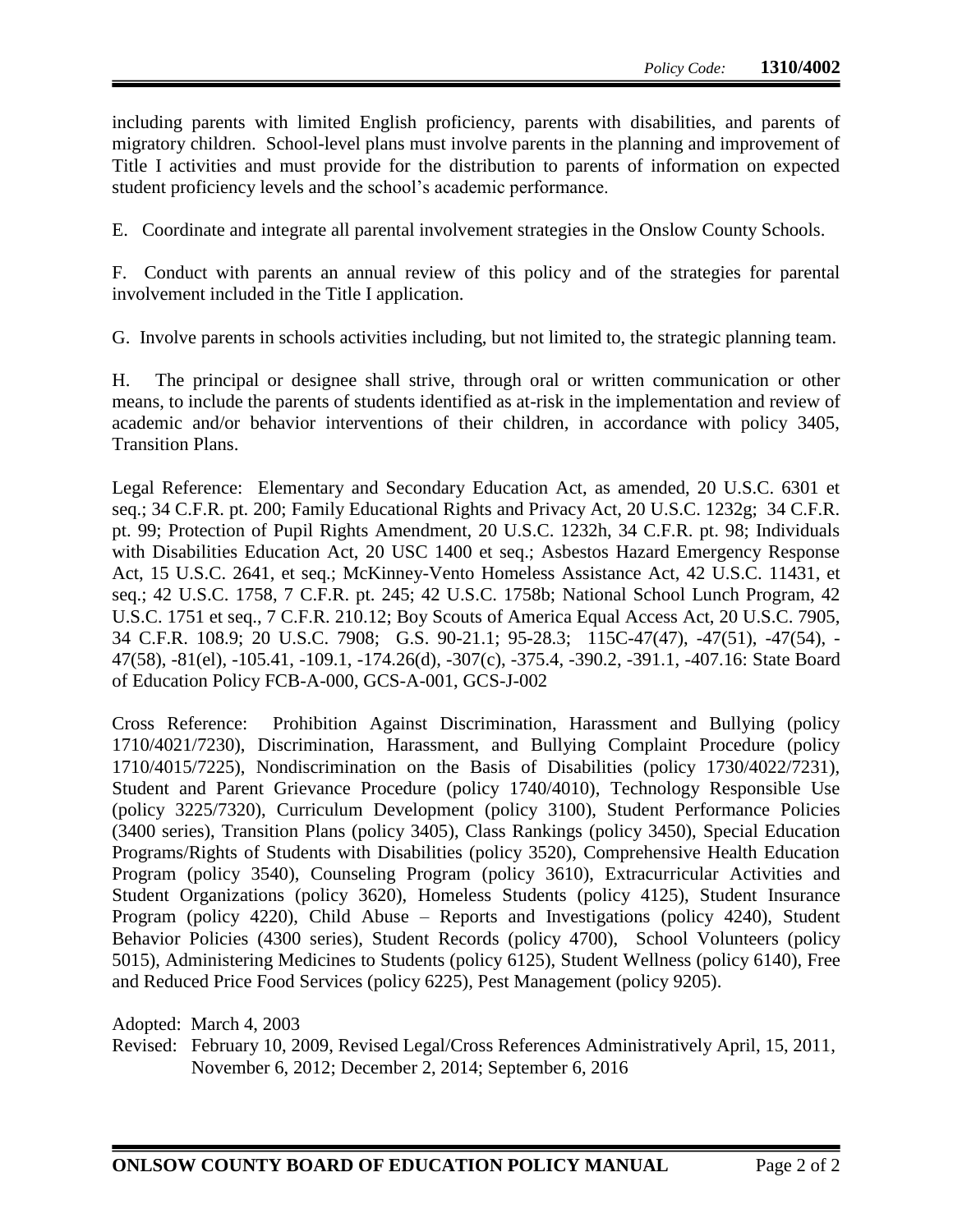including parents with limited English proficiency, parents with disabilities, and parents of migratory children. School-level plans must involve parents in the planning and improvement of Title I activities and must provide for the distribution to parents of information on expected student proficiency levels and the school's academic performance.

E. Coordinate and integrate all parental involvement strategies in the Onslow County Schools.

F. Conduct with parents an annual review of this policy and of the strategies for parental involvement included in the Title I application.

G. Involve parents in schools activities including, but not limited to, the strategic planning team.

H. The principal or designee shall strive, through oral or written communication or other means, to include the parents of students identified as at-risk in the implementation and review of academic and/or behavior interventions of their children, in accordance with policy 3405, Transition Plans.

Legal Reference: Elementary and Secondary Education Act, as amended, 20 U.S.C. 6301 et seq.; 34 C.F.R. pt. 200; Family Educational Rights and Privacy Act, 20 U.S.C. 1232g; 34 C.F.R. pt. 99; Protection of Pupil Rights Amendment, 20 U.S.C. 1232h, 34 C.F.R. pt. 98; Individuals with Disabilities Education Act, 20 USC 1400 et seq.; Asbestos Hazard Emergency Response Act, 15 U.S.C. 2641, et seq.; McKinney-Vento Homeless Assistance Act, 42 U.S.C. 11431, et seq.; 42 U.S.C. 1758, 7 C.F.R. pt. 245; 42 U.S.C. 1758b; National School Lunch Program, 42 U.S.C. 1751 et seq., 7 C.F.R. 210.12; Boy Scouts of America Equal Access Act, 20 U.S.C. 7905, 34 C.F.R. 108.9; 20 U.S.C. 7908; G.S. 90-21.1; 95-28.3; 115C-47(47), -47(51), -47(54), -47(58), -81(el), -105.41, -109.1, -174.26(d), -307(c), -375.4, -390.2, -391.1, -407.16: State Board of Education Policy FCB-A-000, GCS-A-001, GCS-J-002

Cross Reference: Prohibition Against Discrimination, Harassment and Bullying (policy 1710/4021/7230), Discrimination, Harassment, and Bullying Complaint Procedure (policy 1710/4015/7225), Nondiscrimination on the Basis of Disabilities (policy 1730/4022/7231), Student and Parent Grievance Procedure (policy 1740/4010), Technology Responsible Use (policy 3225/7320), Curriculum Development (policy 3100), Student Performance Policies (3400 series), Transition Plans (policy 3405), Class Rankings (policy 3450), Special Education Programs/Rights of Students with Disabilities (policy 3520), Comprehensive Health Education Program (policy 3540), Counseling Program (policy 3610), Extracurricular Activities and Student Organizations (policy 3620), Homeless Students (policy 4125), Student Insurance Program (policy 4220), Child Abuse – Reports and Investigations (policy 4240), Student Behavior Policies (4300 series), Student Records (policy 4700), School Volunteers (policy 5015), Administering Medicines to Students (policy 6125), Student Wellness (policy 6140), Free and Reduced Price Food Services (policy 6225), Pest Management (policy 9205).

Adopted: March 4, 2003

Revised: February 10, 2009, Revised Legal/Cross References Administratively April, 15, 2011, November 6, 2012; December 2, 2014; September 6, 2016